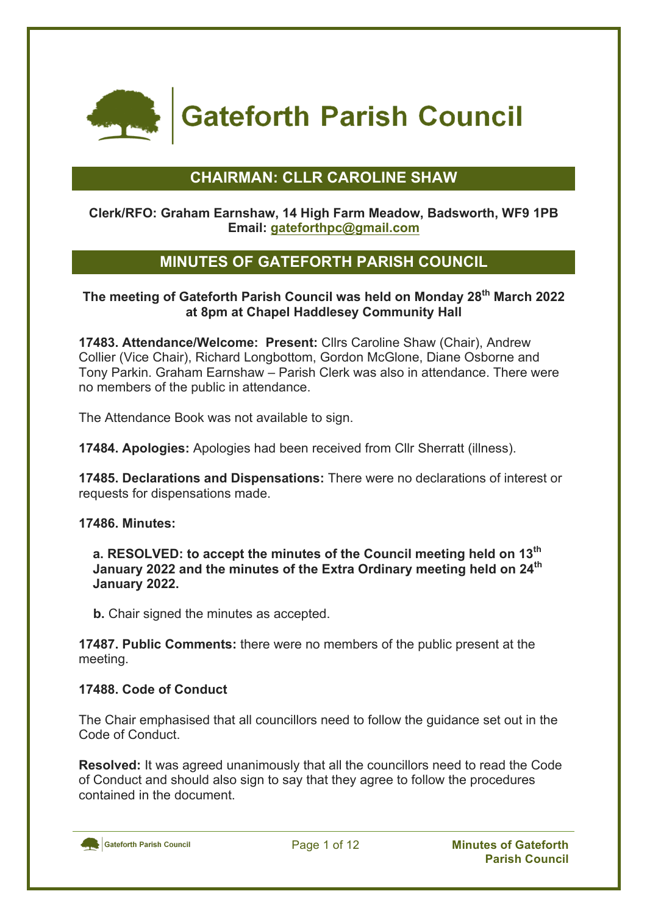# Gateforth Parish Council

## CHAIRMAN: CLLR CAROLINE SHAW

**Clerk/RFO: Graham Earnshaw, 14 High Farm Meadow, Badsworth, WF9 1PB**
**Email: gateforthpc@gmail.com**

## MINUTES OF GATEFORTH PARISH COUNCIL

**The meeting of Gateforth Parish Council was held on Monday 28th March 2022 at 8pm at Chapel Haddlesey Community Hall**

**17483. Attendance/Welcome: Present:** Cllrs Caroline Shaw (Chair), Andrew Collier (Vice Chair), Richard Longbottom, Gordon McGlone, Diane Osborne and Tony Parkin. Graham Earnshaw – Parish Clerk was also in attendance. There were no members of the public in attendance.

The Attendance Book was not available to sign.

**17484. Apologies:** Apologies had been received from Cllr Sherratt (illness).

**17485. Declarations and Dispensations:** There were no declarations of interest or requests for dispensations made.

**17486. Minutes:**

**a. RESOLVED: to accept the minutes of the Council meeting held on 13th January 2022 and the minutes of the Extra Ordinary meeting held on 24th January 2022.**

**b.** Chair signed the minutes as accepted.

**17487. Public Comments:** there were no members of the public present at the meeting.

**17488. Code of Conduct**

The Chair emphasised that all councillors need to follow the guidance set out in the Code of Conduct.

**Resolved:** It was agreed unanimously that all the councillors need to read the Code of Conduct and should also sign to say that they agree to follow the procedures contained in the document.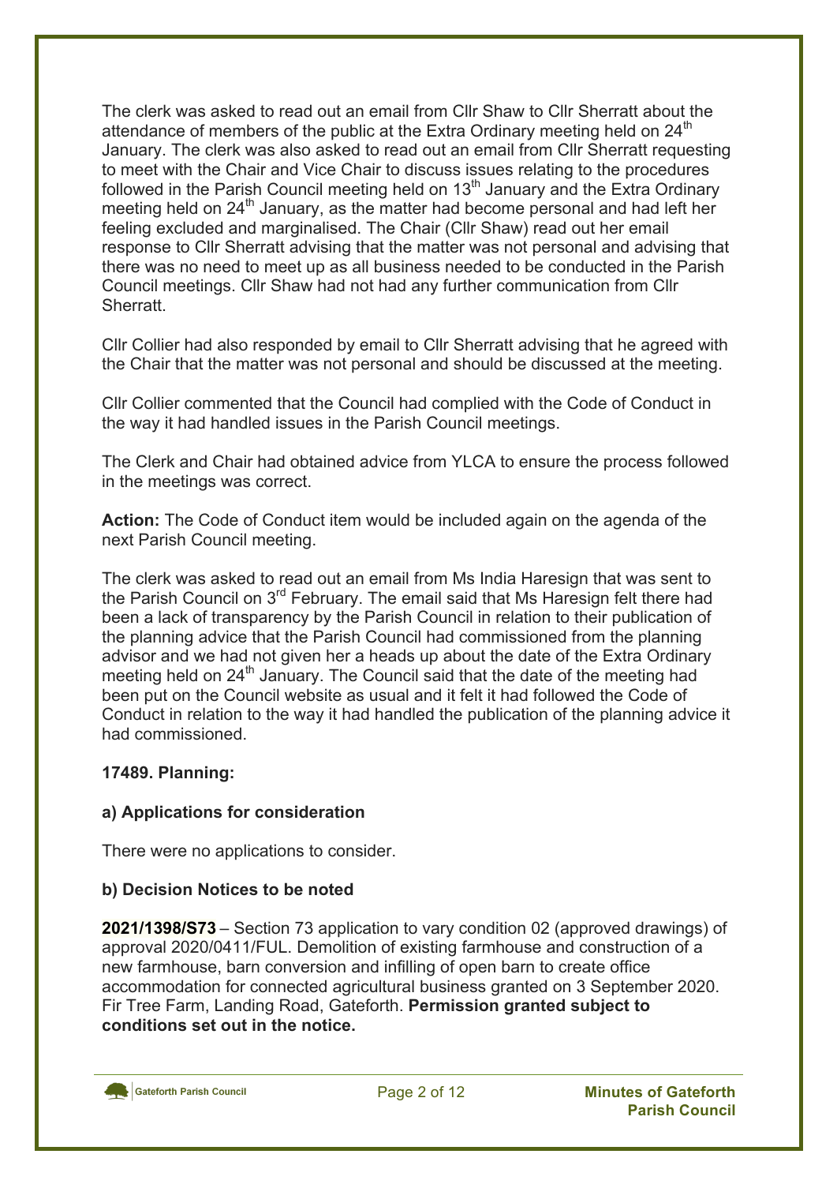The clerk was asked to read out an email from Cllr Shaw to Cllr Sherratt about the attendance of members of the public at the Extra Ordinary meeting held on 24th January. The clerk was also asked to read out an email from Cllr Sherratt requesting to meet with the Chair and Vice Chair to discuss issues relating to the procedures followed in the Parish Council meeting held on 13th January and the Extra Ordinary meeting held on 24th January, as the matter had become personal and had left her feeling excluded and marginalised. The Chair (Cllr Shaw) read out her email response to Cllr Sherratt advising that the matter was not personal and advising that there was no need to meet up as all business needed to be conducted in the Parish Council meetings. Cllr Shaw had not had any further communication from Cllr Sherratt.

Cllr Collier had also responded by email to Cllr Sherratt advising that he agreed with the Chair that the matter was not personal and should be discussed at the meeting.

Cllr Collier commented that the Council had complied with the Code of Conduct in the way it had handled issues in the Parish Council meetings.

The Clerk and Chair had obtained advice from YLCA to ensure the process followed in the meetings was correct.

**Action:** The Code of Conduct item would be included again on the agenda of the next Parish Council meeting.

The clerk was asked to read out an email from Ms India Haresign that was sent to the Parish Council on 3rd February. The email said that Ms Haresign felt there had been a lack of transparency by the Parish Council in relation to their publication of the planning advice that the Parish Council had commissioned from the planning advisor and we had not given her a heads up about the date of the Extra Ordinary meeting held on 24th January. The Council said that the date of the meeting had been put on the Council website as usual and it felt it had followed the Code of Conduct in relation to the way it had handled the publication of the planning advice it had commissioned.

**17489. Planning:**

**a) Applications for consideration**

There were no applications to consider.

**b) Decision Notices to be noted**

**2021/1398/S73** – Section 73 application to vary condition 02 (approved drawings) of approval 2020/0411/FUL. Demolition of existing farmhouse and construction of a new farmhouse, barn conversion and infilling of open barn to create office accommodation for connected agricultural business granted on 3 September 2020. Fir Tree Farm, Landing Road, Gateforth. **Permission granted subject to conditions set out in the notice.**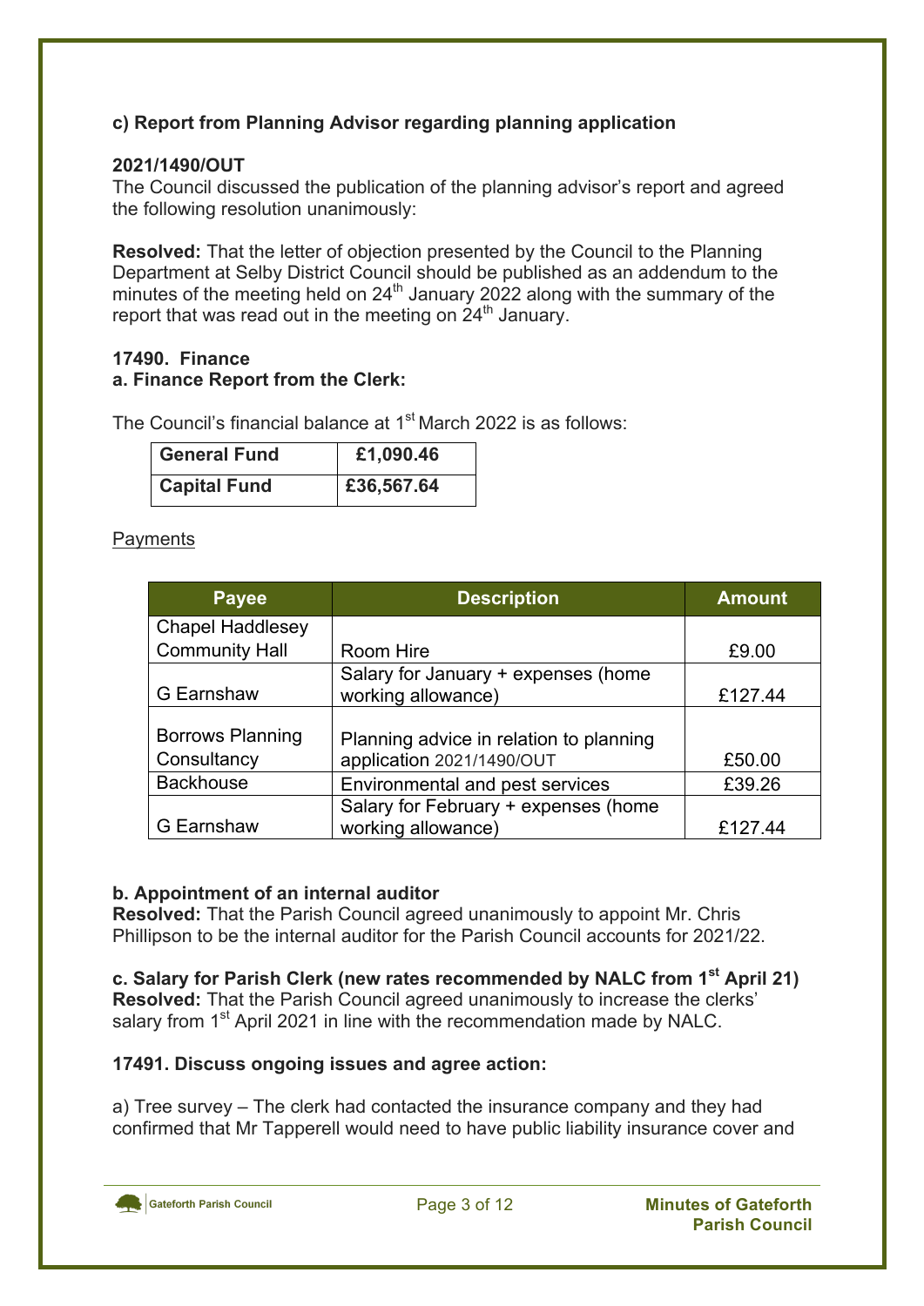**c) Report from Planning Advisor regarding planning application**

**2021/1490/OUT**
The Council discussed the publication of the planning advisor's report and agreed the following resolution unanimously:

**Resolved:** That the letter of objection presented by the Council to the Planning Department at Selby District Council should be published as an addendum to the minutes of the meeting held on 24th January 2022 along with the summary of the report that was read out in the meeting on 24th January.

**17490. Finance**
**a. Finance Report from the Clerk:**

The Council's financial balance at 1st March 2022 is as follows:

| General Fund | £1,090.46 |
|---|---|
| Capital Fund | £36,567.64 |

Payments

| Payee | Description | Amount |
|---|---|---|
| Chapel Haddlesey Community Hall | Room Hire | £9.00 |
| G Earnshaw | Salary for January + expenses (home working allowance) | £127.44 |
| Borrows Planning Consultancy | Planning advice in relation to planning application 2021/1490/OUT | £50.00 |
| Backhouse | Environmental and pest services | £39.26 |
| G Earnshaw | Salary for February + expenses (home working allowance) | £127.44 |

**b. Appointment of an internal auditor**
**Resolved:** That the Parish Council agreed unanimously to appoint Mr. Chris Phillipson to be the internal auditor for the Parish Council accounts for 2021/22.

**c. Salary for Parish Clerk (new rates recommended by NALC from 1st April 21)**
**Resolved:** That the Parish Council agreed unanimously to increase the clerks' salary from 1st April 2021 in line with the recommendation made by NALC.

**17491. Discuss ongoing issues and agree action:**

a) Tree survey – The clerk had contacted the insurance company and they had confirmed that Mr Tapperell would need to have public liability insurance cover and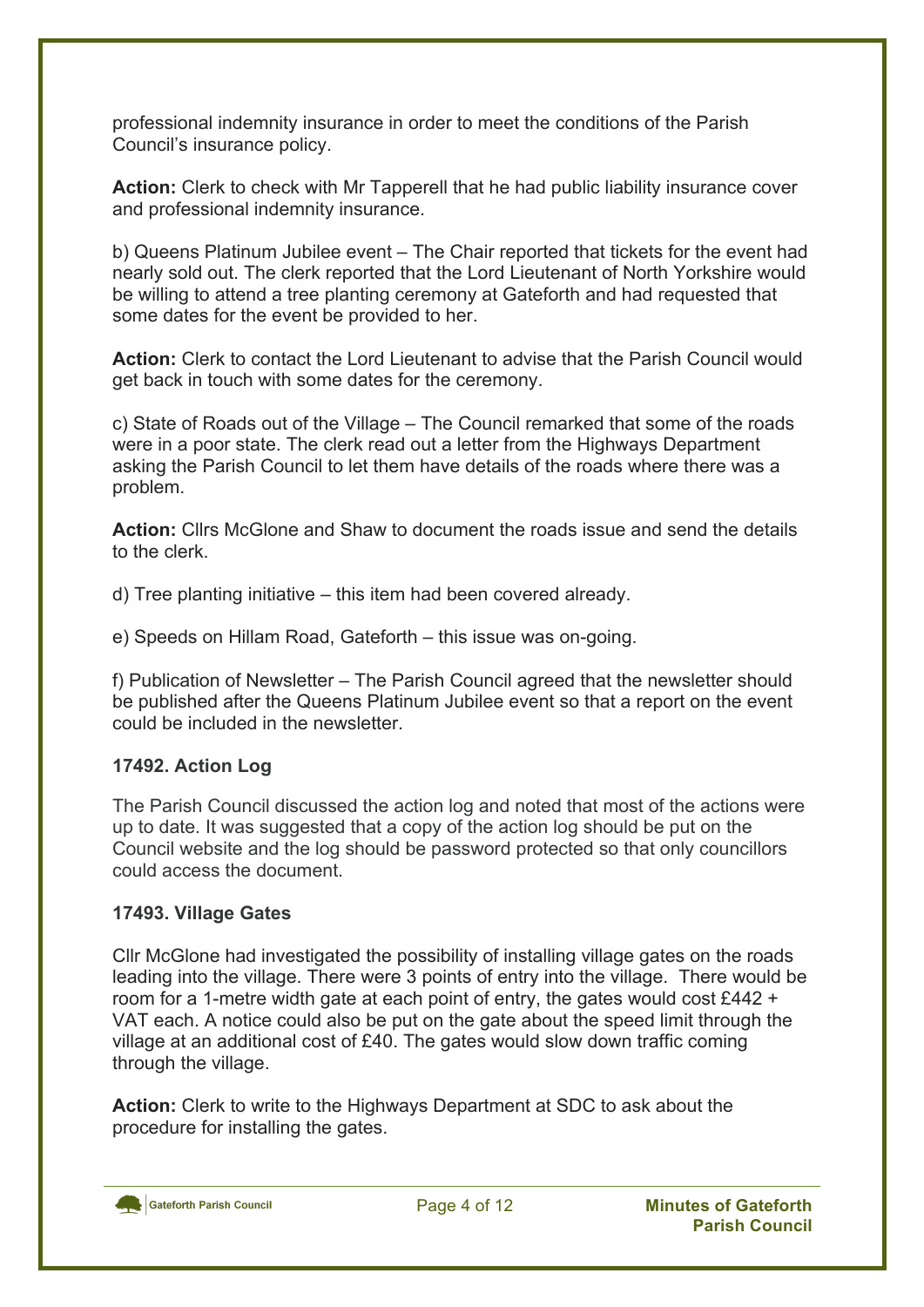professional indemnity insurance in order to meet the conditions of the Parish Council's insurance policy.

**Action:** Clerk to check with Mr Tapperell that he had public liability insurance cover and professional indemnity insurance.

b) Queens Platinum Jubilee event – The Chair reported that tickets for the event had nearly sold out. The clerk reported that the Lord Lieutenant of North Yorkshire would be willing to attend a tree planting ceremony at Gateforth and had requested that some dates for the event be provided to her.

**Action:** Clerk to contact the Lord Lieutenant to advise that the Parish Council would get back in touch with some dates for the ceremony.

c) State of Roads out of the Village – The Council remarked that some of the roads were in a poor state. The clerk read out a letter from the Highways Department asking the Parish Council to let them have details of the roads where there was a problem.

**Action:** Cllrs McGlone and Shaw to document the roads issue and send the details to the clerk.

d) Tree planting initiative – this item had been covered already.

e) Speeds on Hillam Road, Gateforth – this issue was on-going.

f) Publication of Newsletter – The Parish Council agreed that the newsletter should be published after the Queens Platinum Jubilee event so that a report on the event could be included in the newsletter.

### 17492. Action Log

The Parish Council discussed the action log and noted that most of the actions were up to date. It was suggested that a copy of the action log should be put on the Council website and the log should be password protected so that only councillors could access the document.

### 17493. Village Gates

Cllr McGlone had investigated the possibility of installing village gates on the roads leading into the village. There were 3 points of entry into the village. There would be room for a 1-metre width gate at each point of entry, the gates would cost £442 + VAT each. A notice could also be put on the gate about the speed limit through the village at an additional cost of £40. The gates would slow down traffic coming through the village.

**Action:** Clerk to write to the Highways Department at SDC to ask about the procedure for installing the gates.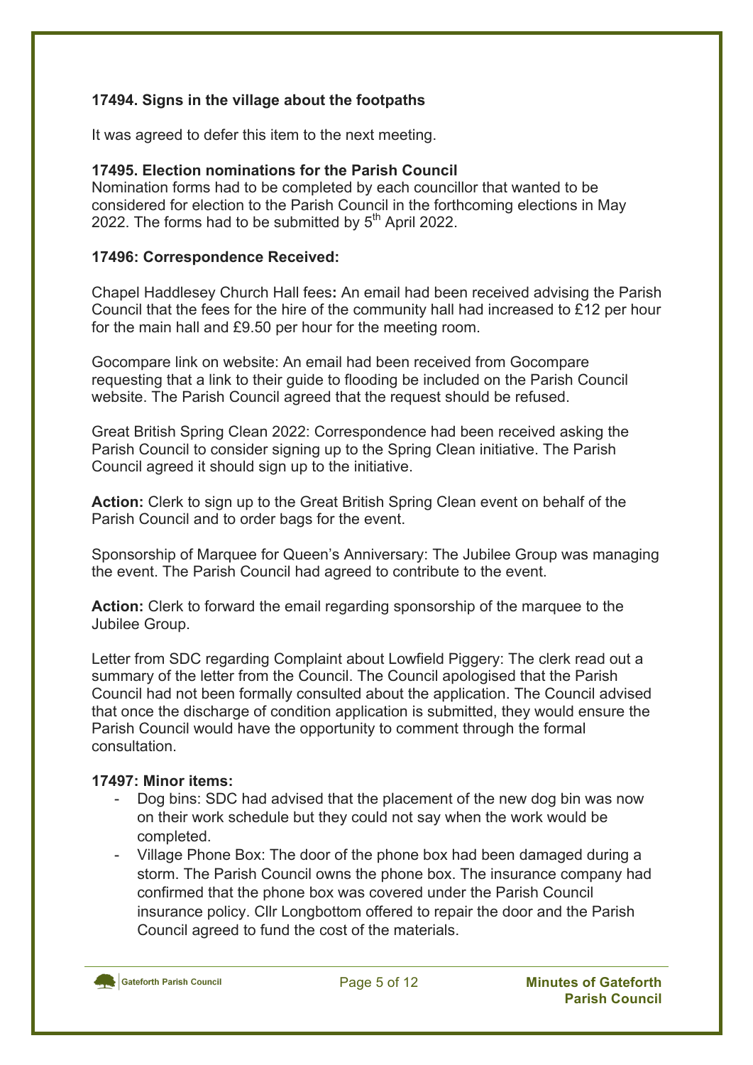**17494. Signs in the village about the footpaths**

It was agreed to defer this item to the next meeting.

**17495. Election nominations for the Parish Council**

Nomination forms had to be completed by each councillor that wanted to be considered for election to the Parish Council in the forthcoming elections in May 2022. The forms had to be submitted by 5th April 2022.

**17496: Correspondence Received:**

Chapel Haddlesey Church Hall fees**:** An email had been received advising the Parish Council that the fees for the hire of the community hall had increased to £12 per hour for the main hall and £9.50 per hour for the meeting room.

Gocompare link on website: An email had been received from Gocompare requesting that a link to their guide to flooding be included on the Parish Council website. The Parish Council agreed that the request should be refused.

Great British Spring Clean 2022: Correspondence had been received asking the Parish Council to consider signing up to the Spring Clean initiative. The Parish Council agreed it should sign up to the initiative.

**Action:** Clerk to sign up to the Great British Spring Clean event on behalf of the Parish Council and to order bags for the event.

Sponsorship of Marquee for Queen's Anniversary: The Jubilee Group was managing the event. The Parish Council had agreed to contribute to the event.

**Action:** Clerk to forward the email regarding sponsorship of the marquee to the Jubilee Group.

Letter from SDC regarding Complaint about Lowfield Piggery: The clerk read out a summary of the letter from the Council. The Council apologised that the Parish Council had not been formally consulted about the application. The Council advised that once the discharge of condition application is submitted, they would ensure the Parish Council would have the opportunity to comment through the formal consultation.

**17497: Minor items:**

- Dog bins: SDC had advised that the placement of the new dog bin was now on their work schedule but they could not say when the work would be completed.
- Village Phone Box: The door of the phone box had been damaged during a storm. The Parish Council owns the phone box. The insurance company had confirmed that the phone box was covered under the Parish Council insurance policy. Cllr Longbottom offered to repair the door and the Parish Council agreed to fund the cost of the materials.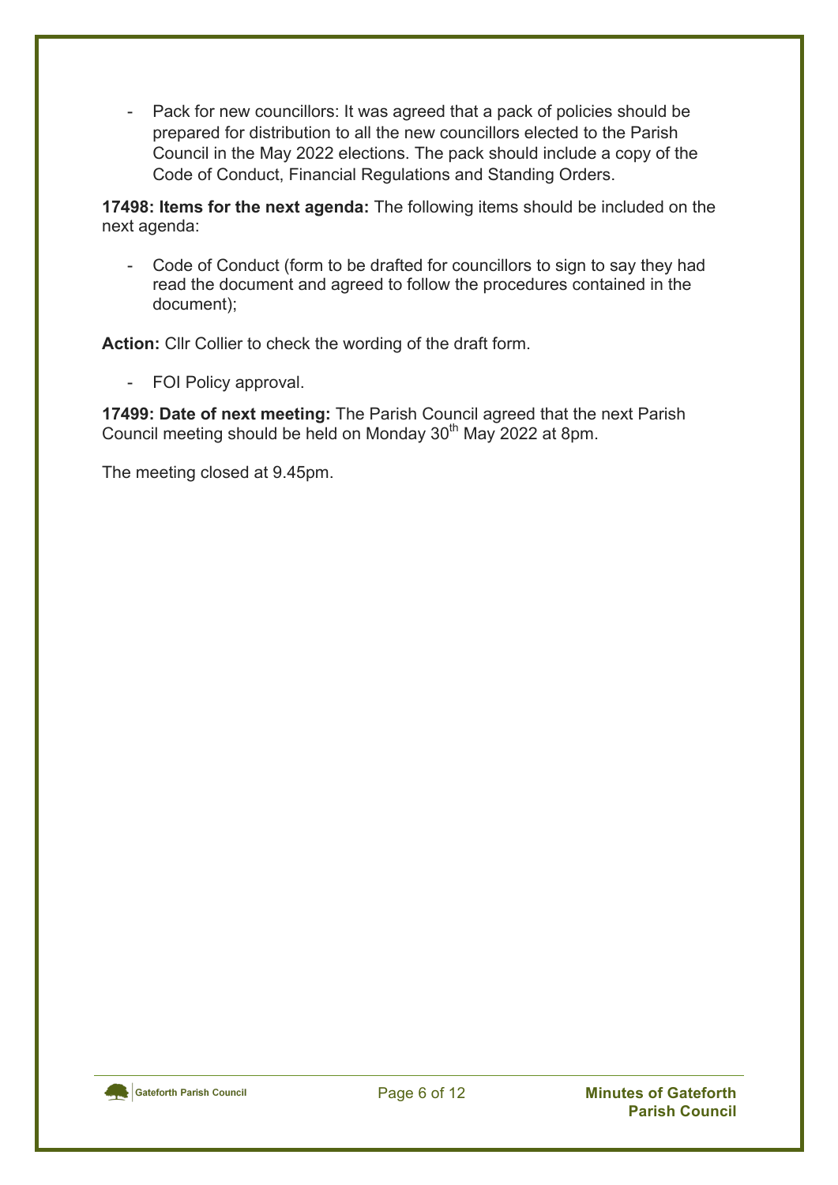- Pack for new councillors: It was agreed that a pack of policies should be prepared for distribution to all the new councillors elected to the Parish Council in the May 2022 elections. The pack should include a copy of the Code of Conduct, Financial Regulations and Standing Orders.

**17498: Items for the next agenda:** The following items should be included on the next agenda:

- Code of Conduct (form to be drafted for councillors to sign to say they had read the document and agreed to follow the procedures contained in the document);

**Action:** Cllr Collier to check the wording of the draft form.

- FOI Policy approval.

**17499: Date of next meeting:** The Parish Council agreed that the next Parish Council meeting should be held on Monday 30th May 2022 at 8pm.

The meeting closed at 9.45pm.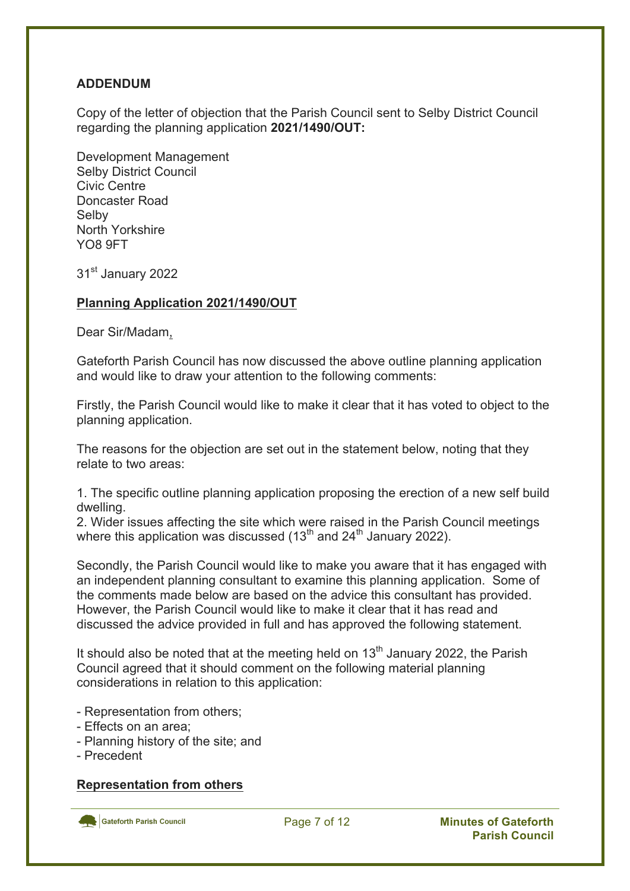**ADDENDUM**

Copy of the letter of objection that the Parish Council sent to Selby District Council regarding the planning application **2021/1490/OUT:**

Development Management
Selby District Council
Civic Centre
Doncaster Road
Selby
North Yorkshire
YO8 9FT

31st January 2022

**Planning Application 2021/1490/OUT**

Dear Sir/Madam,

Gateforth Parish Council has now discussed the above outline planning application and would like to draw your attention to the following comments:

Firstly, the Parish Council would like to make it clear that it has voted to object to the planning application.

The reasons for the objection are set out in the statement below, noting that they relate to two areas:

1. The specific outline planning application proposing the erection of a new self build dwelling.
2. Wider issues affecting the site which were raised in the Parish Council meetings where this application was discussed (13th and 24th January 2022).

Secondly, the Parish Council would like to make you aware that it has engaged with an independent planning consultant to examine this planning application. Some of the comments made below are based on the advice this consultant has provided. However, the Parish Council would like to make it clear that it has read and discussed the advice provided in full and has approved the following statement.

It should also be noted that at the meeting held on 13th January 2022, the Parish Council agreed that it should comment on the following material planning considerations in relation to this application:

- Representation from others;
- Effects on an area;
- Planning history of the site; and
- Precedent

**Representation from others**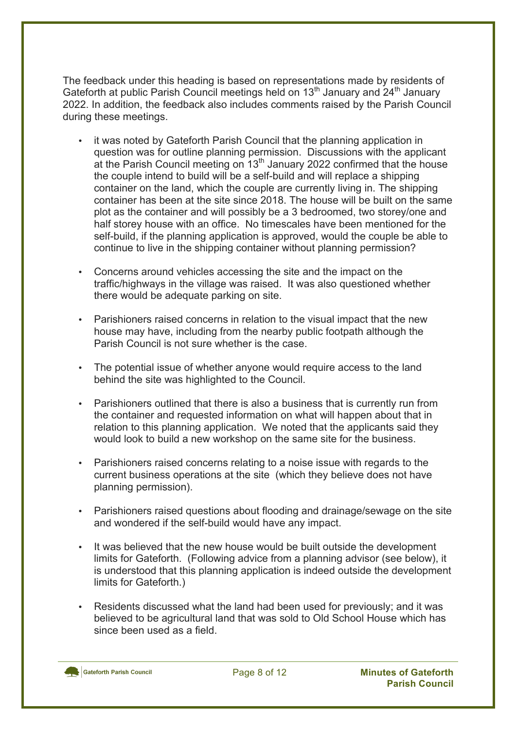The feedback under this heading is based on representations made by residents of Gateforth at public Parish Council meetings held on 13th January and 24th January 2022. In addition, the feedback also includes comments raised by the Parish Council during these meetings.

- it was noted by Gateforth Parish Council that the planning application in question was for outline planning permission. Discussions with the applicant at the Parish Council meeting on 13th January 2022 confirmed that the house the couple intend to build will be a self-build and will replace a shipping container on the land, which the couple are currently living in. The shipping container has been at the site since 2018. The house will be built on the same plot as the container and will possibly be a 3 bedroomed, two storey/one and half storey house with an office. No timescales have been mentioned for the self-build, if the planning application is approved, would the couple be able to continue to live in the shipping container without planning permission?

- Concerns around vehicles accessing the site and the impact on the traffic/highways in the village was raised. It was also questioned whether there would be adequate parking on site.

- Parishioners raised concerns in relation to the visual impact that the new house may have, including from the nearby public footpath although the Parish Council is not sure whether is the case.

- The potential issue of whether anyone would require access to the land behind the site was highlighted to the Council.

- Parishioners outlined that there is also a business that is currently run from the container and requested information on what will happen about that in relation to this planning application. We noted that the applicants said they would look to build a new workshop on the same site for the business.

- Parishioners raised concerns relating to a noise issue with regards to the current business operations at the site (which they believe does not have planning permission).

- Parishioners raised questions about flooding and drainage/sewage on the site and wondered if the self-build would have any impact.

- It was believed that the new house would be built outside the development limits for Gateforth. (Following advice from a planning advisor (see below), it is understood that this planning application is indeed outside the development limits for Gateforth.)

- Residents discussed what the land had been used for previously; and it was believed to be agricultural land that was sold to Old School House which has since been used as a field.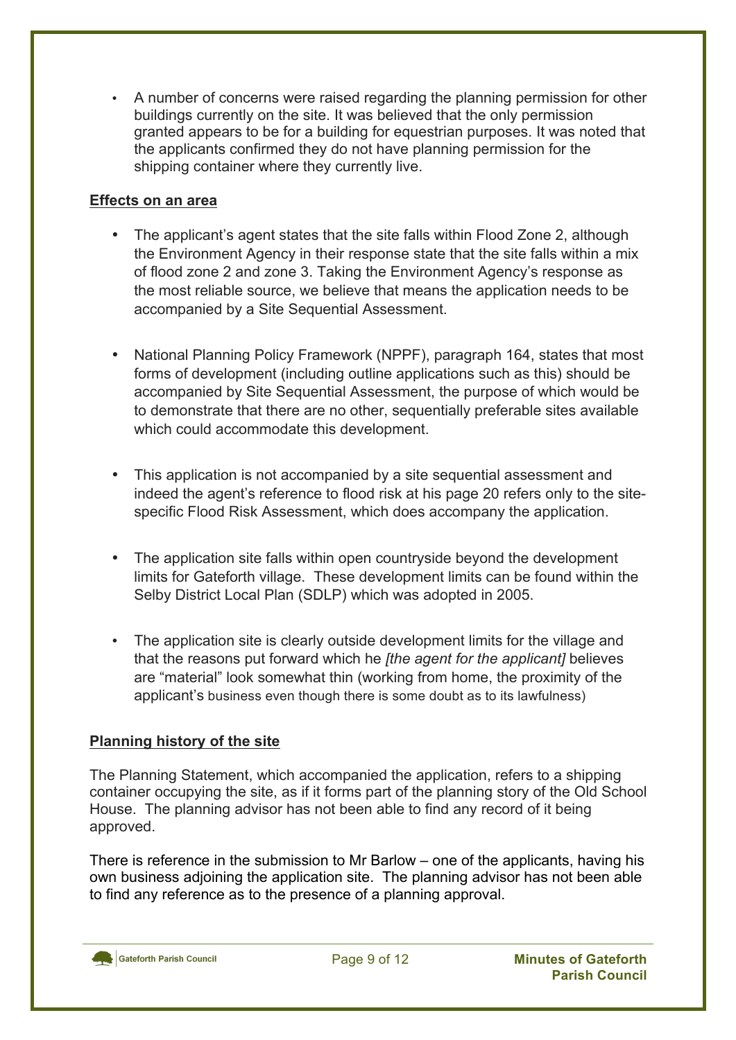- A number of concerns were raised regarding the planning permission for other buildings currently on the site. It was believed that the only permission granted appears to be for a building for equestrian purposes. It was noted that the applicants confirmed they do not have planning permission for the shipping container where they currently live.

**Effects on an area**

- The applicant's agent states that the site falls within Flood Zone 2, although the Environment Agency in their response state that the site falls within a mix of flood zone 2 and zone 3. Taking the Environment Agency's response as the most reliable source, we believe that means the application needs to be accompanied by a Site Sequential Assessment.

- National Planning Policy Framework (NPPF), paragraph 164, states that most forms of development (including outline applications such as this) should be accompanied by Site Sequential Assessment, the purpose of which would be to demonstrate that there are no other, sequentially preferable sites available which could accommodate this development.

- This application is not accompanied by a site sequential assessment and indeed the agent's reference to flood risk at his page 20 refers only to the site-specific Flood Risk Assessment, which does accompany the application.

- The application site falls within open countryside beyond the development limits for Gateforth village. These development limits can be found within the Selby District Local Plan (SDLP) which was adopted in 2005.

- The application site is clearly outside development limits for the village and that the reasons put forward which he *[the agent for the applicant]* believes are "material" look somewhat thin (working from home, the proximity of the applicant's business even though there is some doubt as to its lawfulness)

**Planning history of the site**

The Planning Statement, which accompanied the application, refers to a shipping container occupying the site, as if it forms part of the planning story of the Old School House. The planning advisor has not been able to find any record of it being approved.

There is reference in the submission to Mr Barlow – one of the applicants, having his own business adjoining the application site. The planning advisor has not been able to find any reference as to the presence of a planning approval.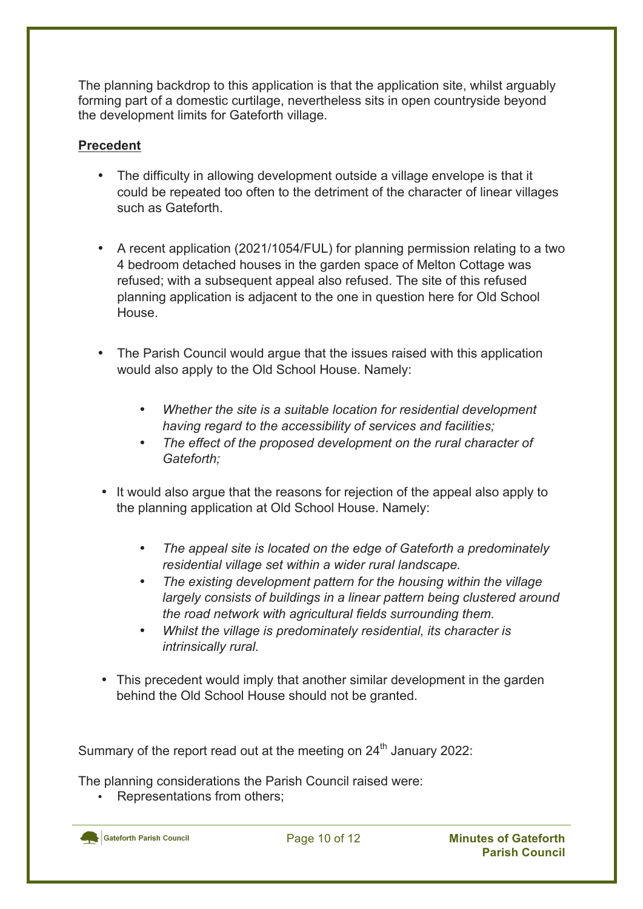The planning backdrop to this application is that the application site, whilst arguably forming part of a domestic curtilage, nevertheless sits in open countryside beyond the development limits for Gateforth village.

**Precedent**

- The difficulty in allowing development outside a village envelope is that it could be repeated too often to the detriment of the character of linear villages such as Gateforth.

- A recent application (2021/1054/FUL) for planning permission relating to a two 4 bedroom detached houses in the garden space of Melton Cottage was refused; with a subsequent appeal also refused. The site of this refused planning application is adjacent to the one in question here for Old School House.

- The Parish Council would argue that the issues raised with this application would also apply to the Old School House. Namely:

    - *Whether the site is a suitable location for residential development having regard to the accessibility of services and facilities;*
    - *The effect of the proposed development on the rural character of Gateforth;*

- It would also argue that the reasons for rejection of the appeal also apply to the planning application at Old School House. Namely:

    - *The appeal site is located on the edge of Gateforth a predominately residential village set within a wider rural landscape.*
    - *The existing development pattern for the housing within the village largely consists of buildings in a linear pattern being clustered around the road network with agricultural fields surrounding them.*
    - *Whilst the village is predominately residential, its character is intrinsically rural.*

- This precedent would imply that another similar development in the garden behind the Old School House should not be granted.

Summary of the report read out at the meeting on 24th January 2022:

The planning considerations the Parish Council raised were:

- Representations from others;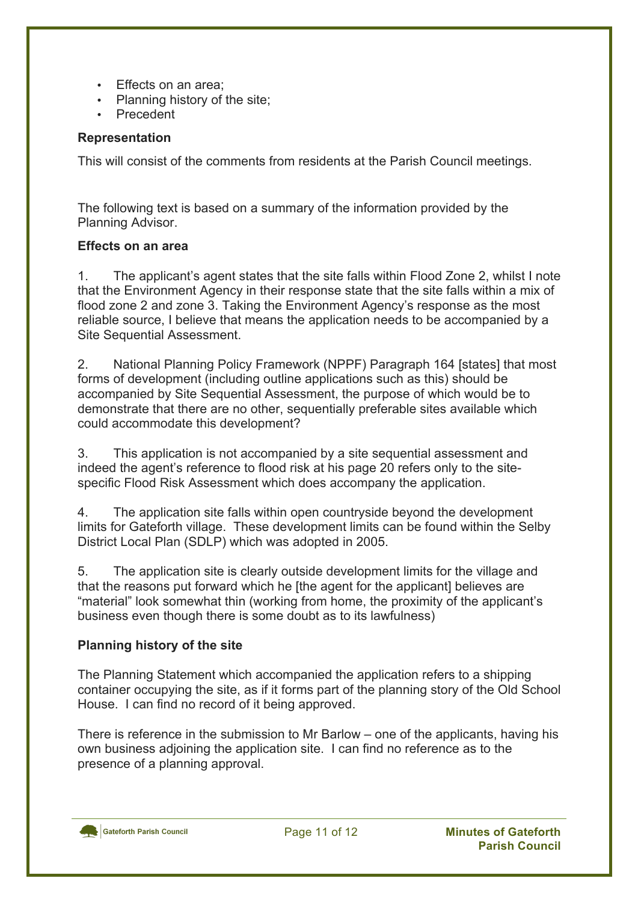- Effects on an area;
- Planning history of the site;
- Precedent

**Representation**

This will consist of the comments from residents at the Parish Council meetings.

The following text is based on a summary of the information provided by the Planning Advisor.

**Effects on an area**

1. The applicant's agent states that the site falls within Flood Zone 2, whilst I note that the Environment Agency in their response state that the site falls within a mix of flood zone 2 and zone 3. Taking the Environment Agency's response as the most reliable source, I believe that means the application needs to be accompanied by a Site Sequential Assessment.

2. National Planning Policy Framework (NPPF) Paragraph 164 [states] that most forms of development (including outline applications such as this) should be accompanied by Site Sequential Assessment, the purpose of which would be to demonstrate that there are no other, sequentially preferable sites available which could accommodate this development?

3. This application is not accompanied by a site sequential assessment and indeed the agent's reference to flood risk at his page 20 refers only to the site-specific Flood Risk Assessment which does accompany the application.

4. The application site falls within open countryside beyond the development limits for Gateforth village. These development limits can be found within the Selby District Local Plan (SDLP) which was adopted in 2005.

5. The application site is clearly outside development limits for the village and that the reasons put forward which he [the agent for the applicant] believes are "material" look somewhat thin (working from home, the proximity of the applicant's business even though there is some doubt as to its lawfulness)

**Planning history of the site**

The Planning Statement which accompanied the application refers to a shipping container occupying the site, as if it forms part of the planning story of the Old School House. I can find no record of it being approved.

There is reference in the submission to Mr Barlow – one of the applicants, having his own business adjoining the application site. I can find no reference as to the presence of a planning approval.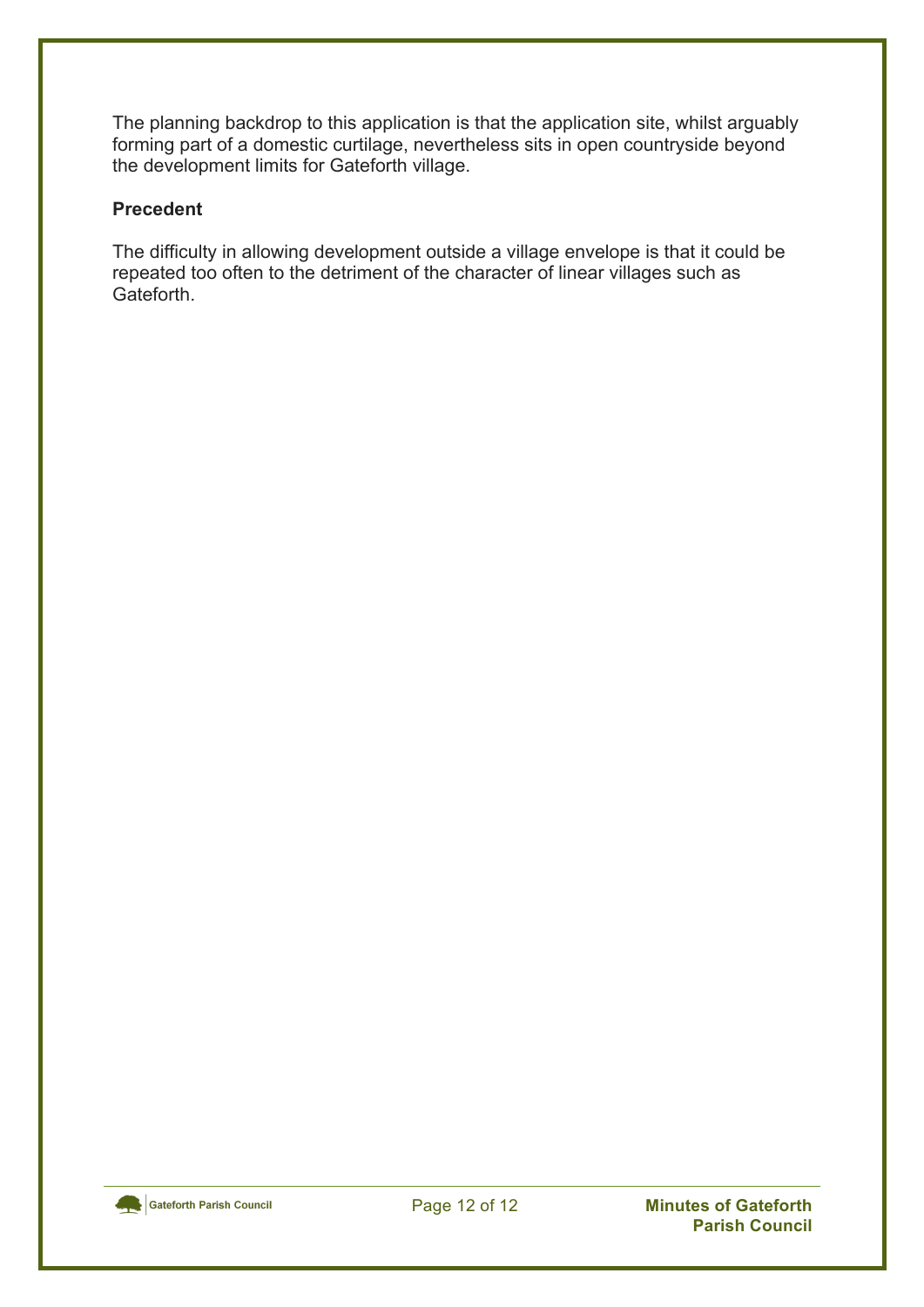The planning backdrop to this application is that the application site, whilst arguably forming part of a domestic curtilage, nevertheless sits in open countryside beyond the development limits for Gateforth village.

**Precedent**

The difficulty in allowing development outside a village envelope is that it could be repeated too often to the detriment of the character of linear villages such as Gateforth.